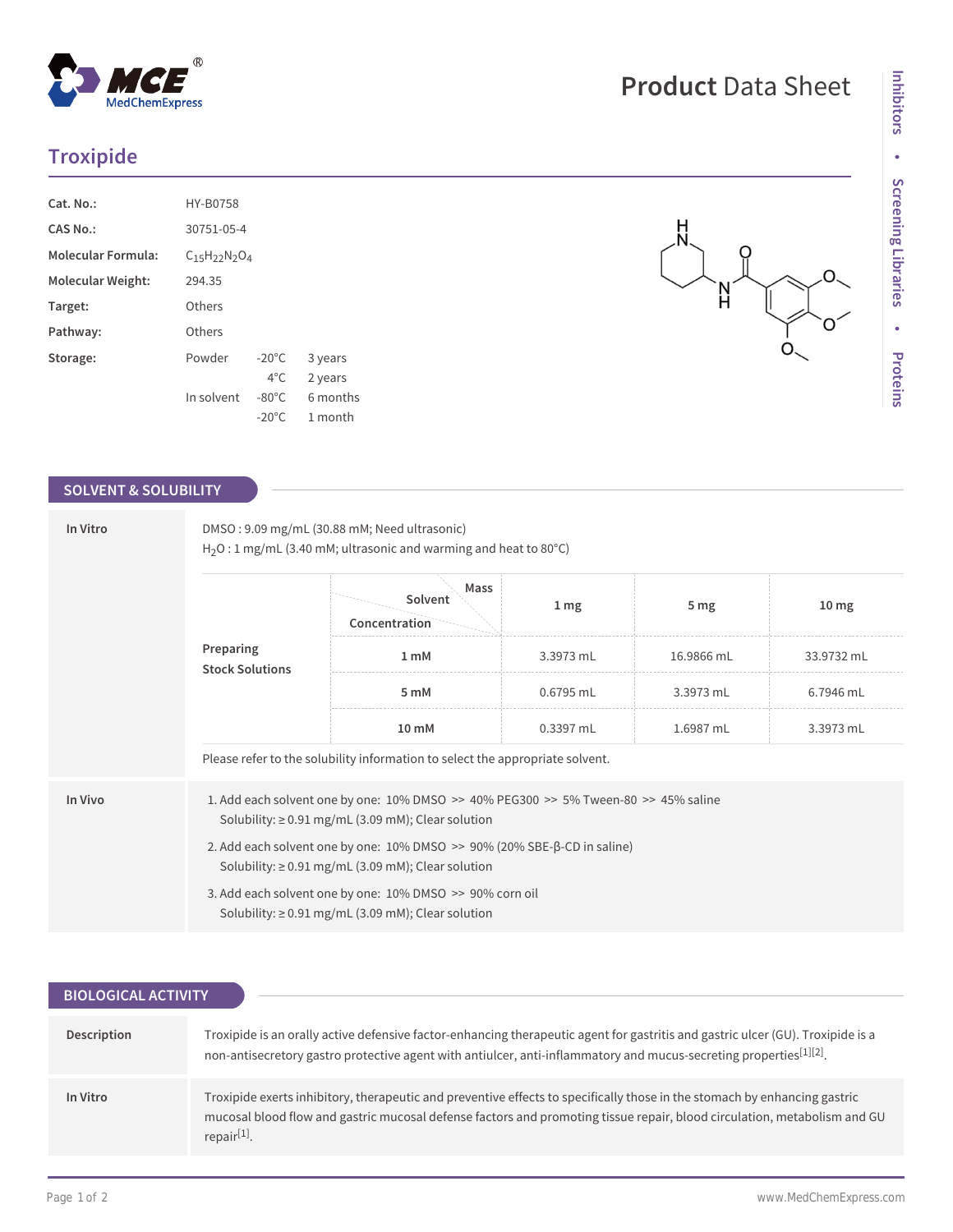# Troxipide

Product Data Sheet

| | |
|---|---|
| **Cat. No.:** | HY-B0758 |
| **CAS No.:** | 30751-05-4 |
| **Molecular Formula:** | $C_{15}H_{22}N_2O_4$ |
| **Molecular Weight:** | 294.35 |
| **Target:** | Others |
| **Pathway:** | Others |

**Storage:**

| | | |
|---|---|---|
| Powder | -20°C | 3 years |
| | 4°C | 2 years |
| In solvent | -80°C | 6 months |
| | -20°C | 1 month |

## SOLVENT & SOLUBILITY

### In Vitro

DMSO : 9.09 mg/mL (30.88 mM; Need ultrasonic)

$H_2O$ : 1 mg/mL (3.40 mM; ultrasonic and warming and heat to 80°C)

**Preparing Stock Solutions**

| Solvent / Concentration / Mass | 1 mg | 5 mg | 10 mg |
|---|---|---|---|
| 1 mM | 3.3973 mL | 16.9866 mL | 33.9732 mL |
| 5 mM | 0.6795 mL | 3.3973 mL | 6.7946 mL |
| 10 mM | 0.3397 mL | 1.6987 mL | 3.3973 mL |

Please refer to the solubility information to select the appropriate solvent.

### In Vivo

1. Add each solvent one by one: 10% DMSO >> 40% PEG300 >> 5% Tween-80 >> 45% saline
   Solubility: ≥ 0.91 mg/mL (3.09 mM); Clear solution
2. Add each solvent one by one: 10% DMSO >> 90% (20% SBE-β-CD in saline)
   Solubility: ≥ 0.91 mg/mL (3.09 mM); Clear solution
3. Add each solvent one by one: 10% DMSO >> 90% corn oil
   Solubility: ≥ 0.91 mg/mL (3.09 mM); Clear solution

## BIOLOGICAL ACTIVITY

**Description**

Troxipide is an orally active defensive factor-enhancing therapeutic agent for gastritis and gastric ulcer (GU). Troxipide is a non-antisecretory gastro protective agent with antiulcer, anti-inflammatory and mucus-secreting properties[1][2].

**In Vitro**

Troxipide exerts inhibitory, therapeutic and preventive effects to specifically those in the stomach by enhancing gastric mucosal blood flow and gastric mucosal defense factors and promoting tissue repair, blood circulation, metabolism and GU repair[1].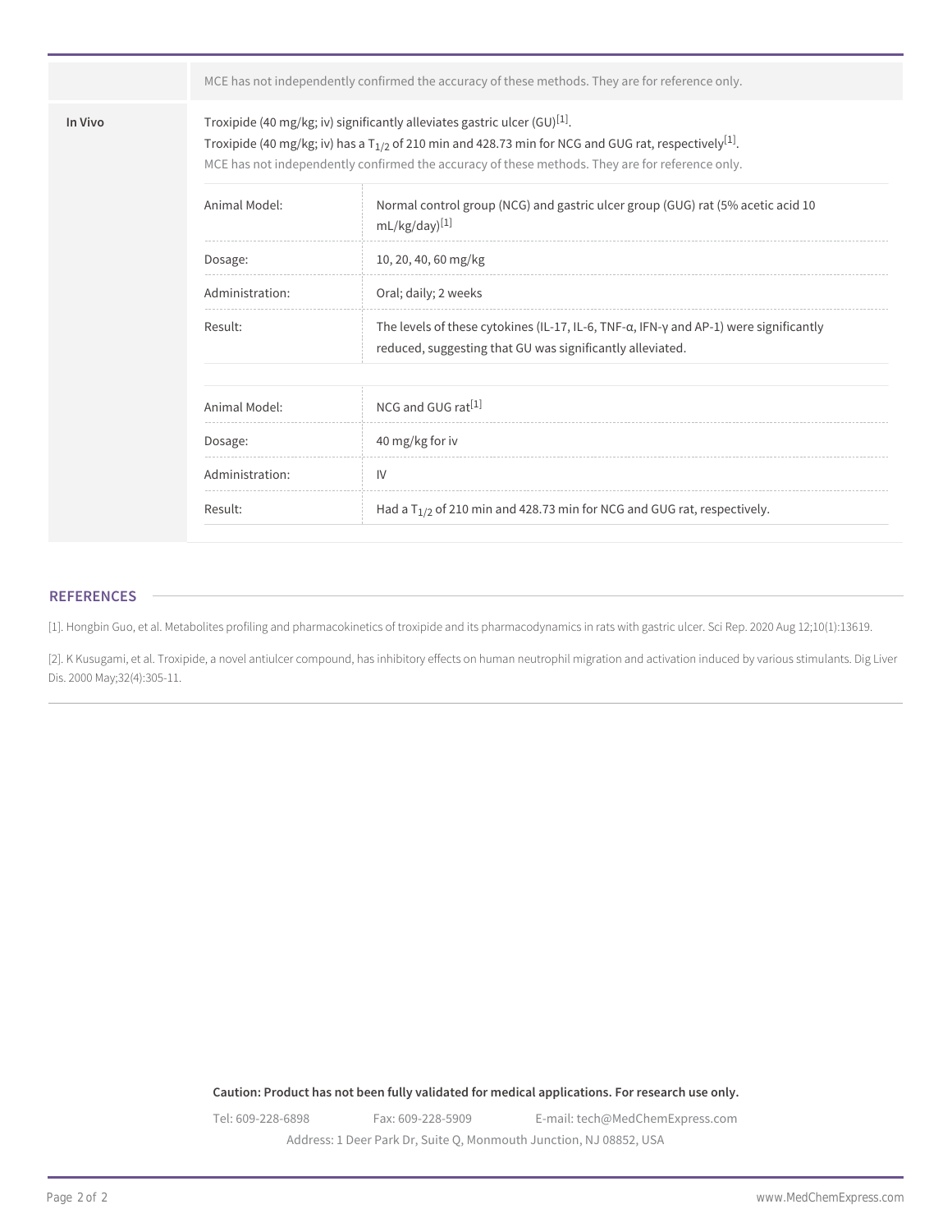| | |
|---|---|
| | MCE has not independently confirmed the accuracy of these methods. They are for reference only. |

**In Vivo**

Troxipide (40 mg/kg; iv) significantly alleviates gastric ulcer (GU)[1].
Troxipide (40 mg/kg; iv) has a $T_{1/2}$ of 210 min and 428.73 min for NCG and GUG rat, respectively[1].
MCE has not independently confirmed the accuracy of these methods. They are for reference only.

| | |
|---|---|
| Animal Model: | Normal control group (NCG) and gastric ulcer group (GUG) rat (5% acetic acid 10 mL/kg/day)[1] |
| Dosage: | 10, 20, 40, 60 mg/kg |
| Administration: | Oral; daily; 2 weeks |
| Result: | The levels of these cytokines (IL-17, IL-6, TNF-α, IFN-γ and AP-1) were significantly reduced, suggesting that GU was significantly alleviated. |

| | |
|---|---|
| Animal Model: | NCG and GUG rat[1] |
| Dosage: | 40 mg/kg for iv |
| Administration: | IV |
| Result: | Had a $T_{1/2}$ of 210 min and 428.73 min for NCG and GUG rat, respectively. |

## REFERENCES

[1]. Hongbin Guo, et al. Metabolites profiling and pharmacokinetics of troxipide and its pharmacodynamics in rats with gastric ulcer. Sci Rep. 2020 Aug 12;10(1):13619.

[2]. K Kusugami, et al. Troxipide, a novel antiulcer compound, has inhibitory effects on human neutrophil migration and activation induced by various stimulants. Dig Liver Dis. 2000 May;32(4):305-11.

**Caution: Product has not been fully validated for medical applications. For research use only.**

Tel: 609-228-6898 Fax: 609-228-5909 E-mail: tech@MedChemExpress.com
Address: 1 Deer Park Dr, Suite Q, Monmouth Junction, NJ 08852, USA